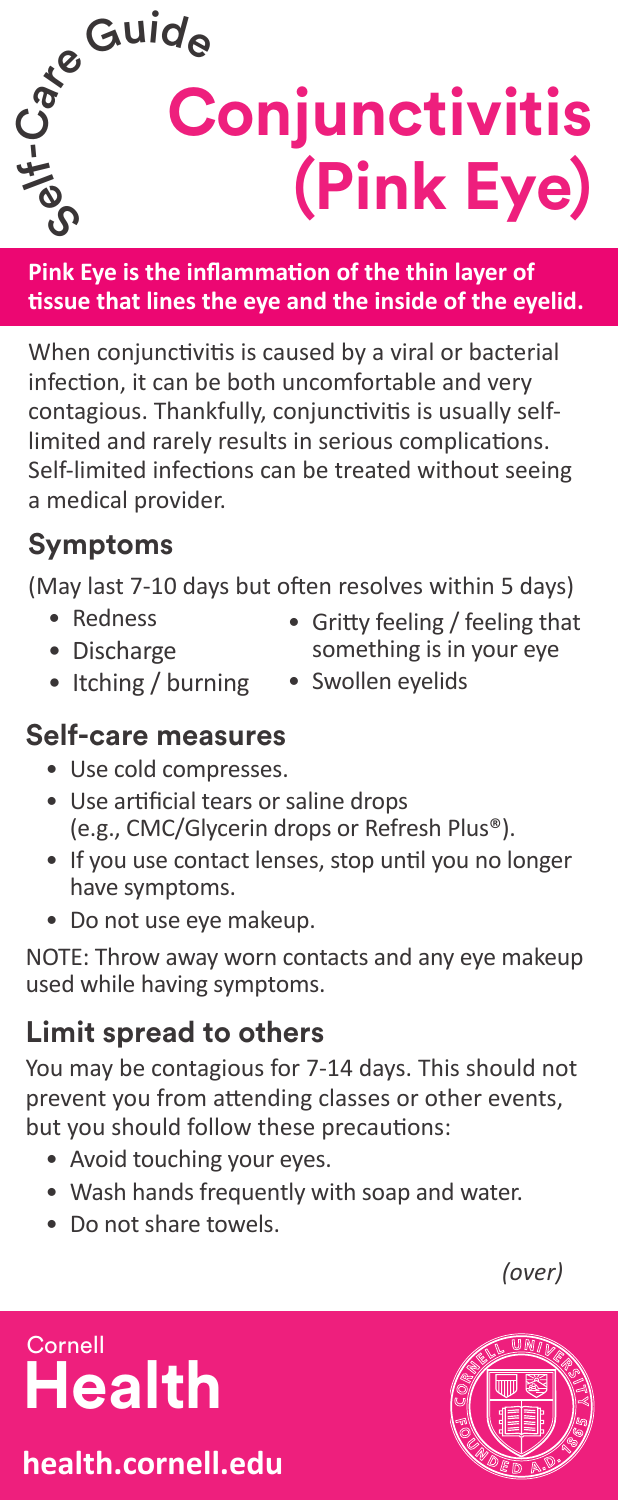Self-Care Guide

# Conjunctivitis (Pink Eye)

**Pink Eye is the inflammation of the thin layer of tissue that lines the eye and the inside of the eyelid.**

When conjunctivitis is caused by a viral or bacterial infection, it can be both uncomfortable and very contagious. Thankfully, conjunctivitis is usually self-limited and rarely results in serious complications. Self-limited infections can be treated without seeing a medical provider.

## Symptoms

(May last 7-10 days but often resolves within 5 days)

- Redness
- Discharge
- Itching / burning
- Gritty feeling / feeling that something is in your eye
- Swollen eyelids

## Self-care measures

- Use cold compresses.
- Use artificial tears or saline drops (e.g., CMC/Glycerin drops or Refresh Plus®).
- If you use contact lenses, stop until you no longer have symptoms.
- Do not use eye makeup.

NOTE: Throw away worn contacts and any eye makeup used while having symptoms.

## Limit spread to others

You may be contagious for 7-14 days. This should not prevent you from attending classes or other events, but you should follow these precautions:

- Avoid touching your eyes.
- Wash hands frequently with soap and water.
- Do not share towels.

*(over)*

Cornell Health

**health.cornell.edu**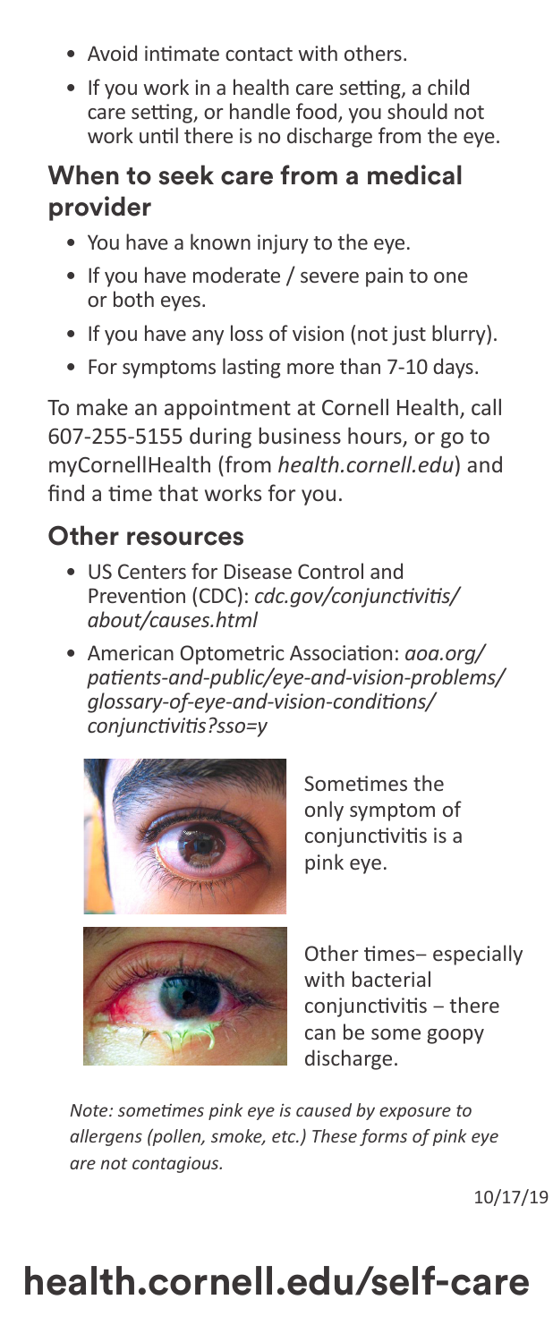- Avoid intimate contact with others.
- If you work in a health care setting, a child care setting, or handle food, you should not work until there is no discharge from the eye.

## When to seek care from a medical provider

- You have a known injury to the eye.
- If you have moderate / severe pain to one or both eyes.
- If you have any loss of vision (not just blurry).
- For symptoms lasting more than 7-10 days.

To make an appointment at Cornell Health, call 607-255-5155 during business hours, or go to myCornellHealth (from *health.cornell.edu*) and find a time that works for you.

## Other resources

- US Centers for Disease Control and Prevention (CDC): *cdc.gov/conjunctivitis/about/causes.html*
- American Optometric Association: *aoa.org/patients-and-public/eye-and-vision-problems/glossary-of-eye-and-vision-conditions/conjunctivitis?sso=y*

Sometimes the only symptom of conjunctivitis is a pink eye.

Other times– especially with bacterial conjunctivitis – there can be some goopy discharge.

*Note: sometimes pink eye is caused by exposure to allergens (pollen, smoke, etc.) These forms of pink eye are not contagious.*

10/17/19

# health.cornell.edu/self-care